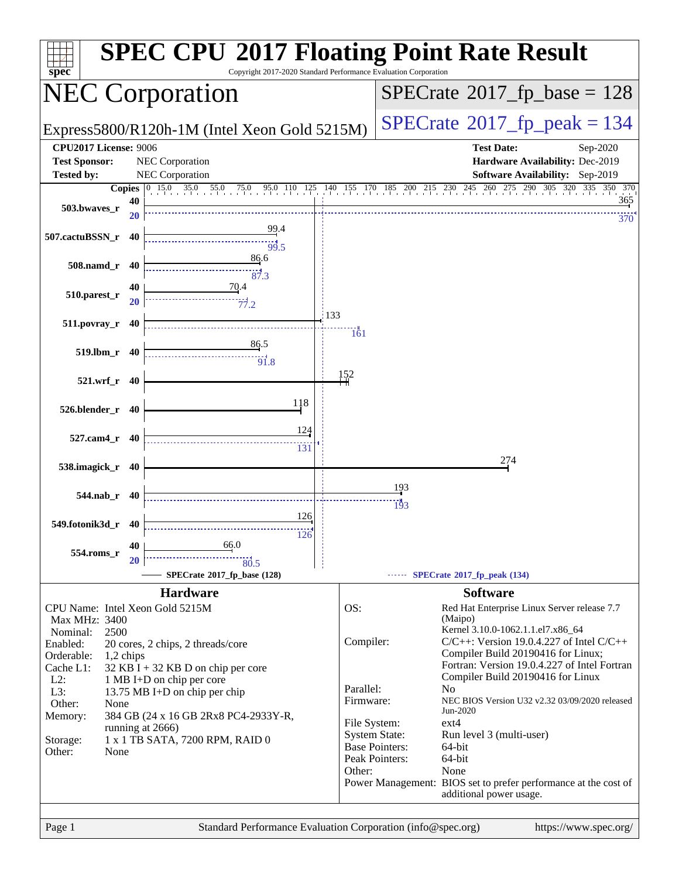# SPEC CPU 2017 Floating Point Rate Result

Copyright 2017-2020 Standard Performance Evaluation Corporation

## NEC Corporation

Express5800/R120h-1M (Intel Xeon Gold 5215M)

SPECrate 2017_fp_base = 128

SPECrate 2017_fp_peak = 134

**CPU2017 License:** 9006
**Test Sponsor:** NEC Corporation
**Tested by:** NEC Corporation

**Test Date:** Sep-2020
**Hardware Availability:** Dec-2019
**Software Availability:** Sep-2019

| Benchmark | Copies | Base | Peak Copies | Peak |
|---|---|---|---|---|
| 503.bwaves_r | 40 | 365 | 20 | 370 |
| 507.cactuBSSN_r | 40 | 99.4 | 40 | 99.5 |
| 508.namd_r | 40 | 86.6 | 40 | 87.3 |
| 510.parest_r | 40 | 70.4 | 20 | 77.2 |
| 511.povray_r | 40 | 133 | 40 | 161 |
| 519.lbm_r | 40 | 86.5 | 40 | 91.8 |
| 521.wrf_r | 40 | 152 | 40 | |
| 526.blender_r | 40 | 118 | 40 | |
| 527.cam4_r | 40 | 124 | 40 | 131 |
| 538.imagick_r | 40 | 274 | 40 | |
| 544.nab_r | 40 | 193 | 40 | 193 |
| 549.fotonik3d_r | 40 | 126 | 40 | 126 |
| 554.roms_r | 40 | 66.0 | 20 | 80.5 |

SPECrate 2017_fp_base (128) — SPECrate 2017_fp_peak (134)

### Hardware

- **CPU Name:** Intel Xeon Gold 5215M
- **Max MHz:** 3400
- **Nominal:** 2500
- **Enabled:** 20 cores, 2 chips, 2 threads/core
- **Orderable:** 1,2 chips
- **Cache L1:** 32 KB I + 32 KB D on chip per core
- **L2:** 1 MB I+D on chip per core
- **L3:** 13.75 MB I+D on chip per chip
- **Other:** None
- **Memory:** 384 GB (24 x 16 GB 2Rx8 PC4-2933Y-R, running at 2666)
- **Storage:** 1 x 1 TB SATA, 7200 RPM, RAID 0
- **Other:** None

### Software

- **OS:** Red Hat Enterprise Linux Server release 7.7 (Maipo) Kernel 3.10.0-1062.1.1.el7.x86_64
- **Compiler:** C/C++: Version 19.0.4.227 of Intel C/C++ Compiler Build 20190416 for Linux; Fortran: Version 19.0.4.227 of Intel Fortran Compiler Build 20190416 for Linux
- **Parallel:** No
- **Firmware:** NEC BIOS Version U32 v2.32 03/09/2020 released Jun-2020
- **File System:** ext4
- **System State:** Run level 3 (multi-user)
- **Base Pointers:** 64-bit
- **Peak Pointers:** 64-bit
- **Other:** None
- **Power Management:** BIOS set to prefer performance at the cost of additional power usage.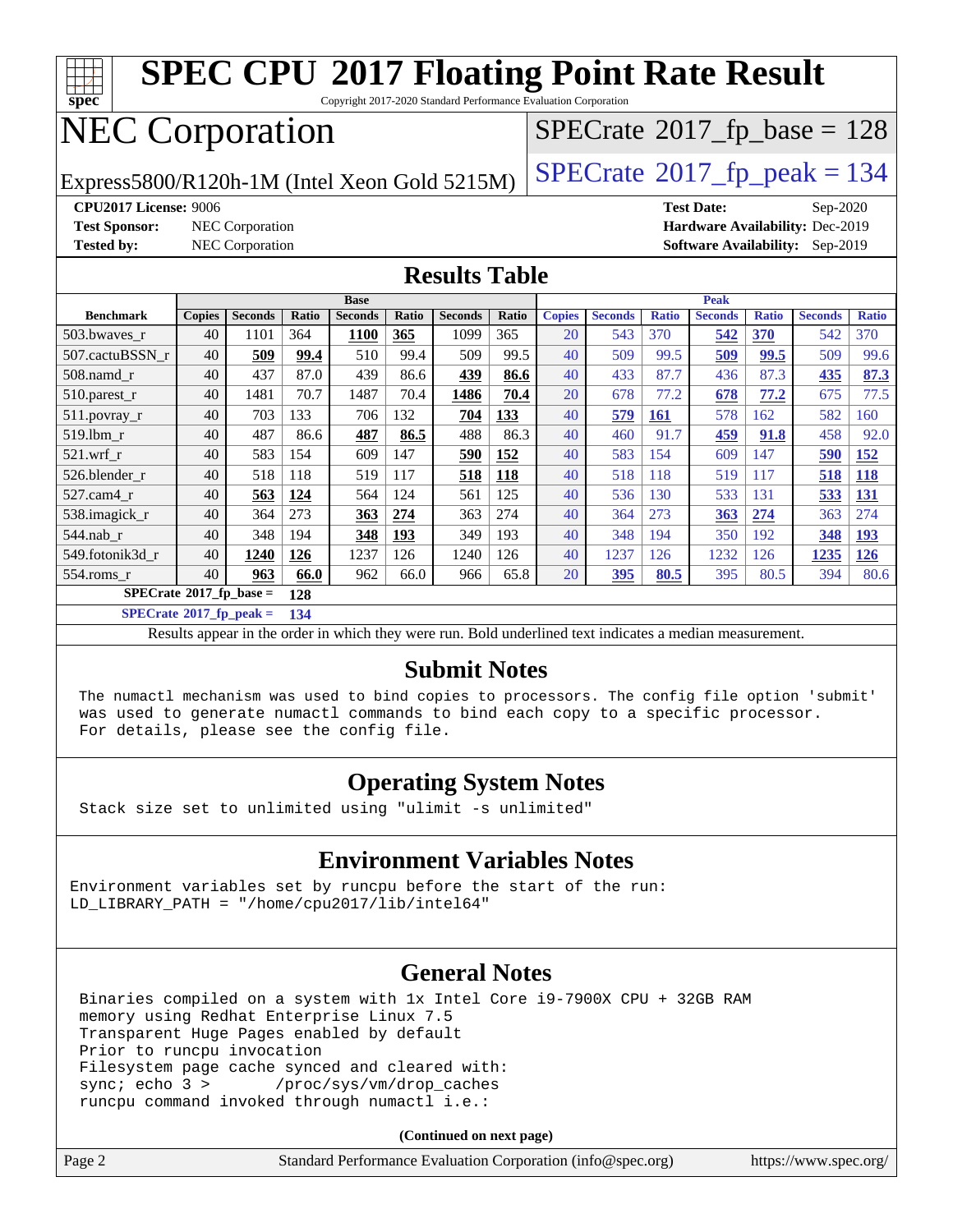# SPEC CPU 2017 Floating Point Rate Result

Copyright 2017-2020 Standard Performance Evaluation Corporation

# NEC Corporation

Express5800/R120h-1M (Intel Xeon Gold 5215M)

SPECrate 2017_fp_base = 128

SPECrate 2017_fp_peak = 134

**CPU2017 License:** 9006
**Test Sponsor:** NEC Corporation
**Tested by:** NEC Corporation

**Test Date:** Sep-2020
**Hardware Availability:** Dec-2019
**Software Availability:** Sep-2019

## Results Table

| Benchmark | Base | | | | | | | Peak | | | | | | |
|---|---|---|---|---|---|---|---|---|---|---|---|---|---|---|
| | Copies | Seconds | Ratio | Seconds | Ratio | Seconds | Ratio | Copies | Seconds | Ratio | Seconds | Ratio | Seconds | Ratio |
| 503.bwaves_r | 40 | 1101 | 364 | **1100** | **365** | 1099 | 365 | 20 | 543 | 370 | **542** | **370** | 542 | 370 |
| 507.cactuBSSN_r | 40 | **509** | **99.4** | 510 | 99.4 | 509 | 99.5 | 40 | 509 | 99.5 | **509** | **99.5** | 509 | 99.6 |
| 508.namd_r | 40 | 437 | 87.0 | 439 | 86.6 | **439** | **86.6** | 40 | 433 | 87.7 | 436 | 87.3 | **435** | **87.3** |
| 510.parest_r | 40 | 1481 | 70.7 | 1487 | 70.4 | **1486** | **70.4** | 20 | 678 | 77.2 | **678** | **77.2** | 675 | 77.5 |
| 511.povray_r | 40 | 703 | 133 | 706 | 132 | **704** | **133** | 40 | **579** | **161** | 578 | 162 | 582 | 160 |
| 519.lbm_r | 40 | 487 | 86.6 | **487** | **86.5** | 488 | 86.3 | 40 | 460 | 91.7 | **459** | **91.8** | 458 | 92.0 |
| 521.wrf_r | 40 | 583 | 154 | 609 | 147 | **590** | **152** | 40 | 583 | 154 | 609 | 147 | **590** | **152** |
| 526.blender_r | 40 | 518 | 118 | 519 | 117 | **518** | **118** | 40 | 518 | 118 | 519 | 117 | **518** | **118** |
| 527.cam4_r | 40 | **563** | **124** | 564 | 124 | 561 | 125 | 40 | 536 | 130 | 533 | 131 | **533** | **131** |
| 538.imagick_r | 40 | 364 | 273 | **363** | **274** | 363 | 274 | 40 | 364 | 273 | **363** | **274** | 363 | 274 |
| 544.nab_r | 40 | 348 | 194 | **348** | **193** | 349 | 193 | 40 | 348 | 194 | 350 | 192 | **348** | **193** |
| 549.fotonik3d_r | 40 | **1240** | **126** | 1237 | 126 | 1240 | 126 | 40 | 1237 | 126 | 1232 | 126 | **1235** | **126** |
| 554.roms_r | 40 | **963** | **66.0** | 962 | 66.0 | 966 | 65.8 | 20 | **395** | **80.5** | 395 | 80.5 | 394 | 80.6 |

**SPECrate 2017_fp_base = 128**

**SPECrate 2017_fp_peak = 134**

Results appear in the order in which they were run. Bold underlined text indicates a median measurement.

## Submit Notes

```
The numactl mechanism was used to bind copies to processors. The config file option 'submit'
was used to generate numactl commands to bind each copy to a specific processor.
For details, please see the config file.
```

## Operating System Notes

```
Stack size set to unlimited using "ulimit -s unlimited"
```

## Environment Variables Notes

```
Environment variables set by runcpu before the start of the run:
LD_LIBRARY_PATH = "/home/cpu2017/lib/intel64"
```

## General Notes

```
Binaries compiled on a system with 1x Intel Core i9-7900X CPU + 32GB RAM
memory using Redhat Enterprise Linux 7.5
Transparent Huge Pages enabled by default
Prior to runcpu invocation
Filesystem page cache synced and cleared with:
sync; echo 3 >       /proc/sys/vm/drop_caches
runcpu command invoked through numactl i.e.:
```

**(Continued on next page)**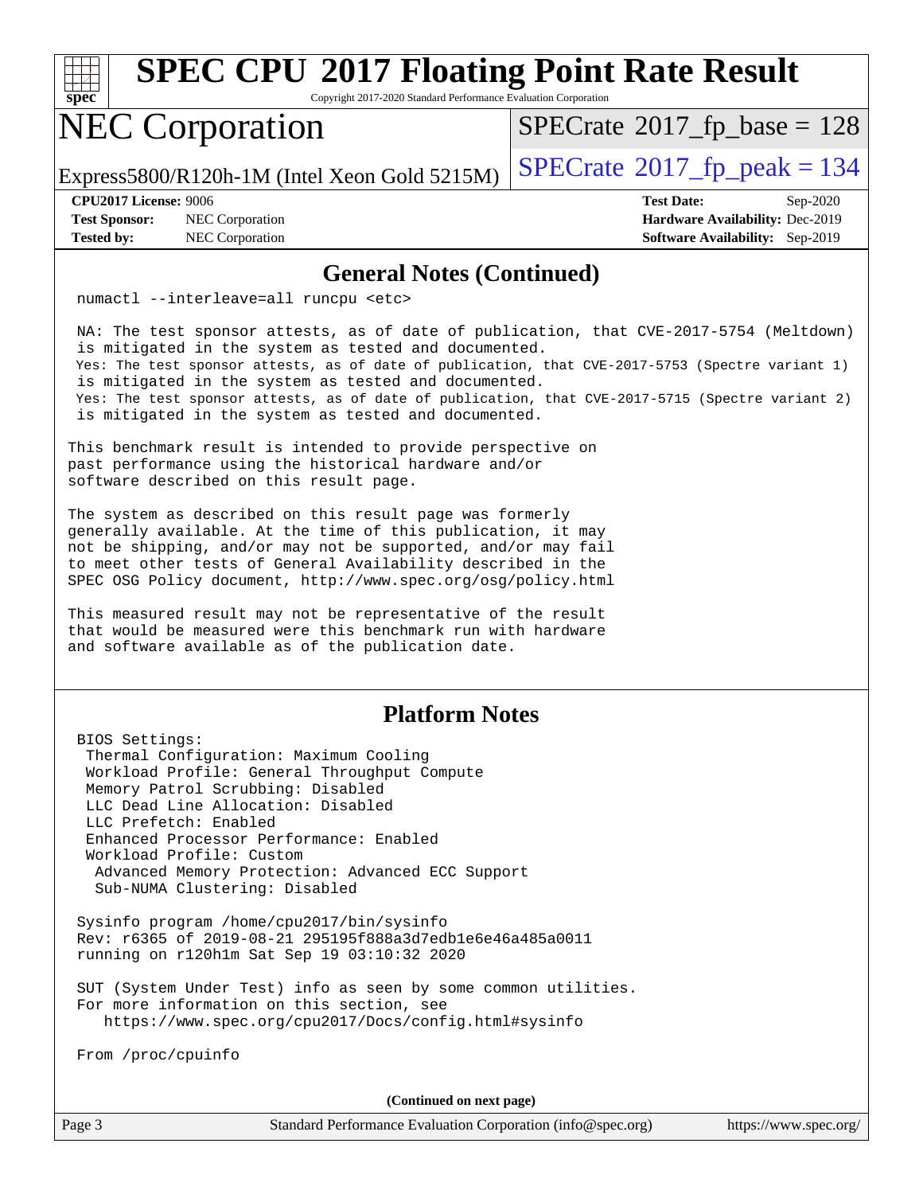## General Notes (Continued)

```
numactl --interleave=all runcpu <etc>

NA: The test sponsor attests, as of date of publication, that CVE-2017-5754 (Meltdown)
is mitigated in the system as tested and documented.
Yes: The test sponsor attests, as of date of publication, that CVE-2017-5753 (Spectre variant 1)
is mitigated in the system as tested and documented.
Yes: The test sponsor attests, as of date of publication, that CVE-2017-5715 (Spectre variant 2)
is mitigated in the system as tested and documented.
```

This benchmark result is intended to provide perspective on past performance using the historical hardware and/or software described on this result page.

The system as described on this result page was formerly generally available. At the time of this publication, it may not be shipping, and/or may not be supported, and/or may fail to meet other tests of General Availability described in the SPEC OSG Policy document, http://www.spec.org/osg/policy.html

This measured result may not be representative of the result that would be measured were this benchmark run with hardware and software available as of the publication date.

## Platform Notes

```
BIOS Settings:
 Thermal Configuration: Maximum Cooling
 Workload Profile: General Throughput Compute
 Memory Patrol Scrubbing: Disabled
 LLC Dead Line Allocation: Disabled
 LLC Prefetch: Enabled
 Enhanced Processor Performance: Enabled
 Workload Profile: Custom
  Advanced Memory Protection: Advanced ECC Support
  Sub-NUMA Clustering: Disabled

Sysinfo program /home/cpu2017/bin/sysinfo
Rev: r6365 of 2019-08-21 295195f888a3d7edb1e6e46a485a0011
running on r120h1m Sat Sep 19 03:10:32 2020

SUT (System Under Test) info as seen by some common utilities.
For more information on this section, see
   https://www.spec.org/cpu2017/Docs/config.html#sysinfo

From /proc/cpuinfo
```

(Continued on next page)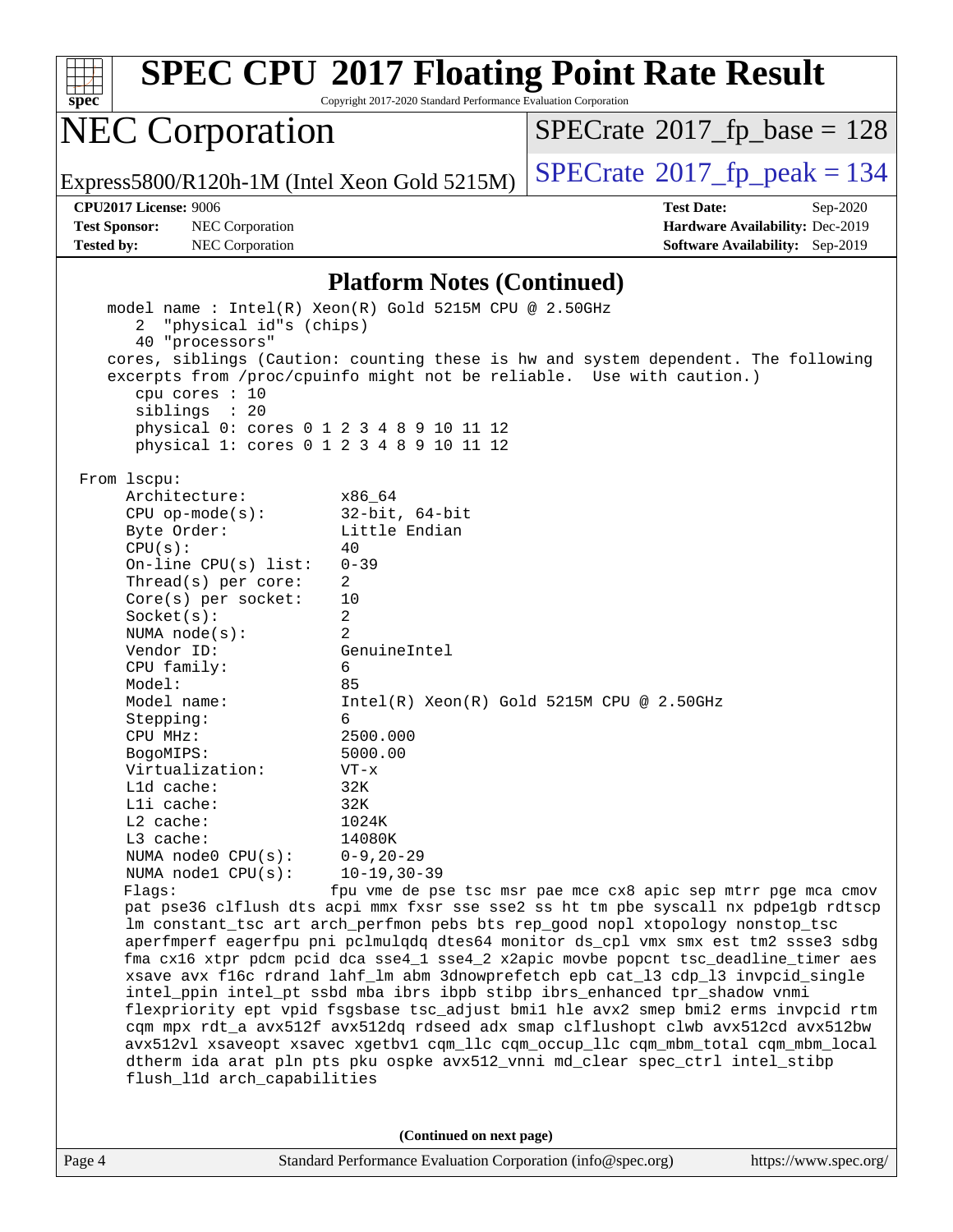## Platform Notes (Continued)

```
    model name : Intel(R) Xeon(R) Gold 5215M CPU @ 2.50GHz
       2  "physical id"s (chips)
       40 "processors"
    cores, siblings (Caution: counting these is hw and system dependent. The following
    excerpts from /proc/cpuinfo might not be reliable.  Use with caution.)
       cpu cores : 10
       siblings  : 20
       physical 0: cores 0 1 2 3 4 8 9 10 11 12
       physical 1: cores 0 1 2 3 4 8 9 10 11 12

 From lscpu:
      Architecture:          x86_64
      CPU op-mode(s):        32-bit, 64-bit
      Byte Order:            Little Endian
      CPU(s):                40
      On-line CPU(s) list:   0-39
      Thread(s) per core:    2
      Core(s) per socket:    10
      Socket(s):             2
      NUMA node(s):          2
      Vendor ID:             GenuineIntel
      CPU family:            6
      Model:                 85
      Model name:            Intel(R) Xeon(R) Gold 5215M CPU @ 2.50GHz
      Stepping:              6
      CPU MHz:               2500.000
      BogoMIPS:              5000.00
      Virtualization:        VT-x
      L1d cache:             32K
      L1i cache:             32K
      L2 cache:              1024K
      L3 cache:              14080K
      NUMA node0 CPU(s):     0-9,20-29
      NUMA node1 CPU(s):     10-19,30-39
      Flags:                 fpu vme de pse tsc msr pae mce cx8 apic sep mtrr pge mca cmov
      pat pse36 clflush dts acpi mmx fxsr sse sse2 ss ht tm pbe syscall nx pdpe1gb rdtscp
      lm constant_tsc art arch_perfmon pebs bts rep_good nopl xtopology nonstop_tsc
      aperfmperf eagerfpu pni pclmulqdq dtes64 monitor ds_cpl vmx smx est tm2 ssse3 sdbg
      fma cx16 xtpr pdcm pcid dca sse4_1 sse4_2 x2apic movbe popcnt tsc_deadline_timer aes
      xsave avx f16c rdrand lahf_lm abm 3dnowprefetch epb cat_l3 cdp_l3 invpcid_single
      intel_ppin intel_pt ssbd mba ibrs ibpb stibp ibrs_enhanced tpr_shadow vnmi
      flexpriority ept vpid fsgsbase tsc_adjust bmi1 hle avx2 smep bmi2 erms invpcid rtm
      cqm mpx rdt_a avx512f avx512dq rdseed adx smap clflushopt clwb avx512cd avx512bw
      avx512vl xsaveopt xsavec xgetbv1 cqm_llc cqm_occup_llc cqm_mbm_total cqm_mbm_local
      dtherm ida arat pln pts pku ospke avx512_vnni md_clear spec_ctrl intel_stibp
      flush_l1d arch_capabilities
```

**(Continued on next page)**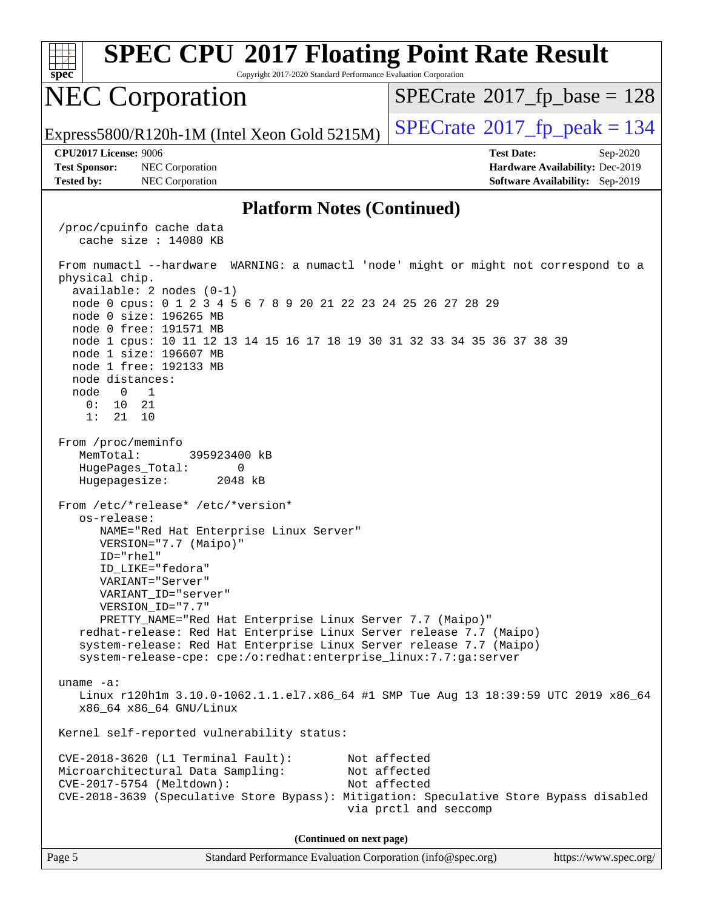## Platform Notes (Continued)

```
/proc/cpuinfo cache data
   cache size : 14080 KB

From numactl --hardware  WARNING: a numactl 'node' might or might not correspond to a
physical chip.
  available: 2 nodes (0-1)
  node 0 cpus: 0 1 2 3 4 5 6 7 8 9 20 21 22 23 24 25 26 27 28 29
  node 0 size: 196265 MB
  node 0 free: 191571 MB
  node 1 cpus: 10 11 12 13 14 15 16 17 18 19 30 31 32 33 34 35 36 37 38 39
  node 1 size: 196607 MB
  node 1 free: 192133 MB
  node distances:
  node   0   1
    0:  10  21
    1:  21  10

From /proc/meminfo
   MemTotal:       395923400 kB
   HugePages_Total:       0
   Hugepagesize:       2048 kB

From /etc/*release* /etc/*version*
   os-release:
      NAME="Red Hat Enterprise Linux Server"
      VERSION="7.7 (Maipo)"
      ID="rhel"
      ID_LIKE="fedora"
      VARIANT="Server"
      VARIANT_ID="server"
      VERSION_ID="7.7"
      PRETTY_NAME="Red Hat Enterprise Linux Server 7.7 (Maipo)"
   redhat-release: Red Hat Enterprise Linux Server release 7.7 (Maipo)
   system-release: Red Hat Enterprise Linux Server release 7.7 (Maipo)
   system-release-cpe: cpe:/o:redhat:enterprise_linux:7.7:ga:server

uname -a:
   Linux r120h1m 3.10.0-1062.1.1.el7.x86_64 #1 SMP Tue Aug 13 18:39:59 UTC 2019 x86_64
   x86_64 x86_64 GNU/Linux

Kernel self-reported vulnerability status:

CVE-2018-3620 (L1 Terminal Fault):         Not affected
Microarchitectural Data Sampling:          Not affected
CVE-2017-5754 (Meltdown):                  Not affected
CVE-2018-3639 (Speculative Store Bypass): Mitigation: Speculative Store Bypass disabled
                                           via prctl and seccomp
```

**(Continued on next page)**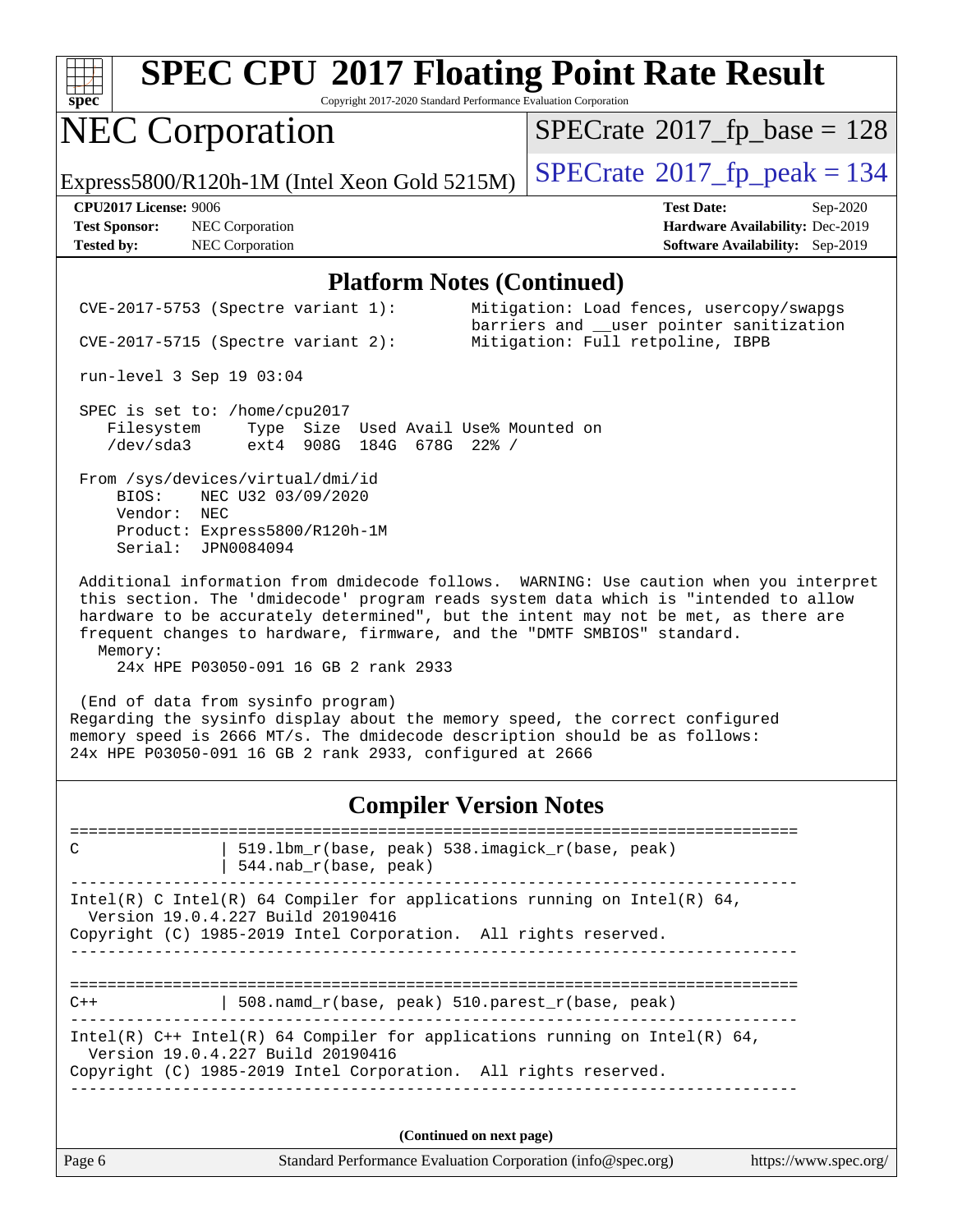## Platform Notes (Continued)

```
 CVE-2017-5753 (Spectre variant 1):        Mitigation: Load fences, usercopy/swapgs
                                           barriers and __user pointer sanitization
 CVE-2017-5715 (Spectre variant 2):        Mitigation: Full retpoline, IBPB

 run-level 3 Sep 19 03:04

 SPEC is set to: /home/cpu2017
    Filesystem     Type  Size  Used Avail Use% Mounted on
    /dev/sda3      ext4  908G  184G  678G  22% /

 From /sys/devices/virtual/dmi/id
     BIOS:    NEC U32 03/09/2020
     Vendor:  NEC
     Product: Express5800/R120h-1M
     Serial:  JPN0084094

 Additional information from dmidecode follows.  WARNING: Use caution when you interpret
 this section. The 'dmidecode' program reads system data which is "intended to allow
 hardware to be accurately determined", but the intent may not be met, as there are
 frequent changes to hardware, firmware, and the "DMTF SMBIOS" standard.
   Memory:
     24x HPE P03050-091 16 GB 2 rank 2933

 (End of data from sysinfo program)
Regarding the sysinfo display about the memory speed, the correct configured
memory speed is 2666 MT/s. The dmidecode description should be as follows:
24x HPE P03050-091 16 GB 2 rank 2933, configured at 2666
```

## Compiler Version Notes

```
==============================================================================
C               | 519.lbm_r(base, peak) 538.imagick_r(base, peak)
                | 544.nab_r(base, peak)
------------------------------------------------------------------------------
Intel(R) C Intel(R) 64 Compiler for applications running on Intel(R) 64,
  Version 19.0.4.227 Build 20190416
Copyright (C) 1985-2019 Intel Corporation.  All rights reserved.
------------------------------------------------------------------------------

==============================================================================
C++             | 508.namd_r(base, peak) 510.parest_r(base, peak)
------------------------------------------------------------------------------
Intel(R) C++ Intel(R) 64 Compiler for applications running on Intel(R) 64,
  Version 19.0.4.227 Build 20190416
Copyright (C) 1985-2019 Intel Corporation.  All rights reserved.
------------------------------------------------------------------------------
```

**(Continued on next page)**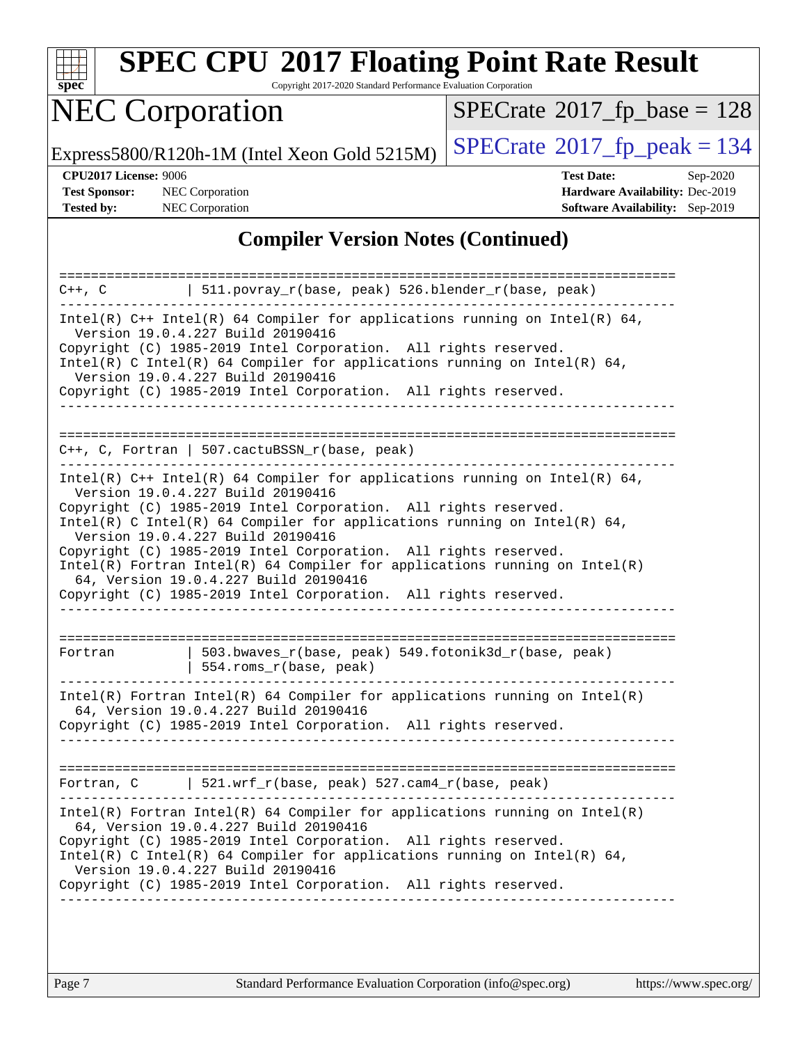## Compiler Version Notes (Continued)

```
==============================================================================
C++, C          | 511.povray_r(base, peak) 526.blender_r(base, peak)
------------------------------------------------------------------------------
Intel(R) C++ Intel(R) 64 Compiler for applications running on Intel(R) 64,
  Version 19.0.4.227 Build 20190416
Copyright (C) 1985-2019 Intel Corporation.  All rights reserved.
Intel(R) C Intel(R) 64 Compiler for applications running on Intel(R) 64,
  Version 19.0.4.227 Build 20190416
Copyright (C) 1985-2019 Intel Corporation.  All rights reserved.
------------------------------------------------------------------------------

==============================================================================
C++, C, Fortran | 507.cactuBSSN_r(base, peak)
------------------------------------------------------------------------------
Intel(R) C++ Intel(R) 64 Compiler for applications running on Intel(R) 64,
  Version 19.0.4.227 Build 20190416
Copyright (C) 1985-2019 Intel Corporation.  All rights reserved.
Intel(R) C Intel(R) 64 Compiler for applications running on Intel(R) 64,
  Version 19.0.4.227 Build 20190416
Copyright (C) 1985-2019 Intel Corporation.  All rights reserved.
Intel(R) Fortran Intel(R) 64 Compiler for applications running on Intel(R)
  64, Version 19.0.4.227 Build 20190416
Copyright (C) 1985-2019 Intel Corporation.  All rights reserved.
------------------------------------------------------------------------------

==============================================================================
Fortran         | 503.bwaves_r(base, peak) 549.fotonik3d_r(base, peak)
                | 554.roms_r(base, peak)
------------------------------------------------------------------------------
Intel(R) Fortran Intel(R) 64 Compiler for applications running on Intel(R)
  64, Version 19.0.4.227 Build 20190416
Copyright (C) 1985-2019 Intel Corporation.  All rights reserved.
------------------------------------------------------------------------------

==============================================================================
Fortran, C      | 521.wrf_r(base, peak) 527.cam4_r(base, peak)
------------------------------------------------------------------------------
Intel(R) Fortran Intel(R) 64 Compiler for applications running on Intel(R)
  64, Version 19.0.4.227 Build 20190416
Copyright (C) 1985-2019 Intel Corporation.  All rights reserved.
Intel(R) C Intel(R) 64 Compiler for applications running on Intel(R) 64,
  Version 19.0.4.227 Build 20190416
Copyright (C) 1985-2019 Intel Corporation.  All rights reserved.
------------------------------------------------------------------------------
```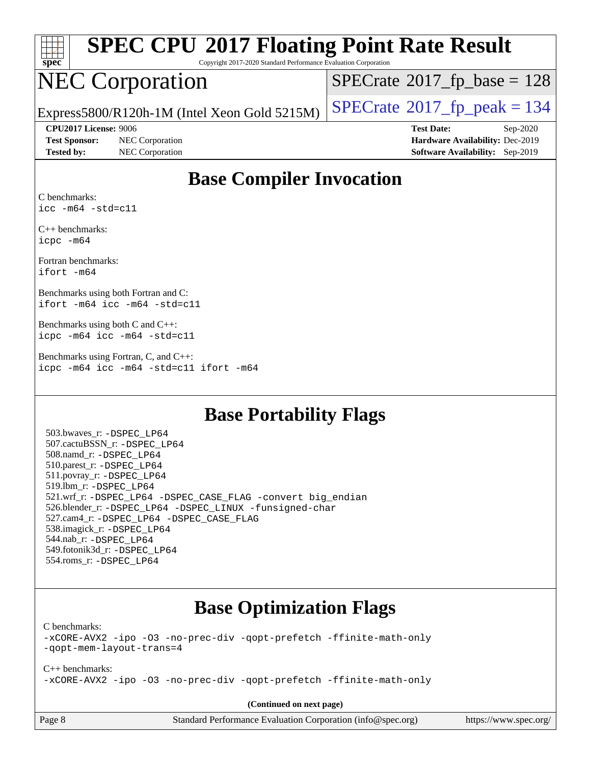## Base Compiler Invocation

C benchmarks:
```
icc -m64 -std=c11
```

C++ benchmarks:
```
icpc -m64
```

Fortran benchmarks:
```
ifort -m64
```

Benchmarks using both Fortran and C:
```
ifort -m64 icc -m64 -std=c11
```

Benchmarks using both C and C++:
```
icpc -m64 icc -m64 -std=c11
```

Benchmarks using Fortran, C, and C++:
```
icpc -m64 icc -m64 -std=c11 ifort -m64
```

## Base Portability Flags

503.bwaves_r: -DSPEC_LP64
507.cactuBSSN_r: -DSPEC_LP64
508.namd_r: -DSPEC_LP64
510.parest_r: -DSPEC_LP64
511.povray_r: -DSPEC_LP64
519.lbm_r: -DSPEC_LP64
521.wrf_r: -DSPEC_LP64 -DSPEC_CASE_FLAG -convert big_endian
526.blender_r: -DSPEC_LP64 -DSPEC_LINUX -funsigned-char
527.cam4_r: -DSPEC_LP64 -DSPEC_CASE_FLAG
538.imagick_r: -DSPEC_LP64
544.nab_r: -DSPEC_LP64
549.fotonik3d_r: -DSPEC_LP64
554.roms_r: -DSPEC_LP64

## Base Optimization Flags

C benchmarks:
```
-xCORE-AVX2 -ipo -O3 -no-prec-div -qopt-prefetch -ffinite-math-only
-qopt-mem-layout-trans=4
```

C++ benchmarks:
```
-xCORE-AVX2 -ipo -O3 -no-prec-div -qopt-prefetch -ffinite-math-only
```

(Continued on next page)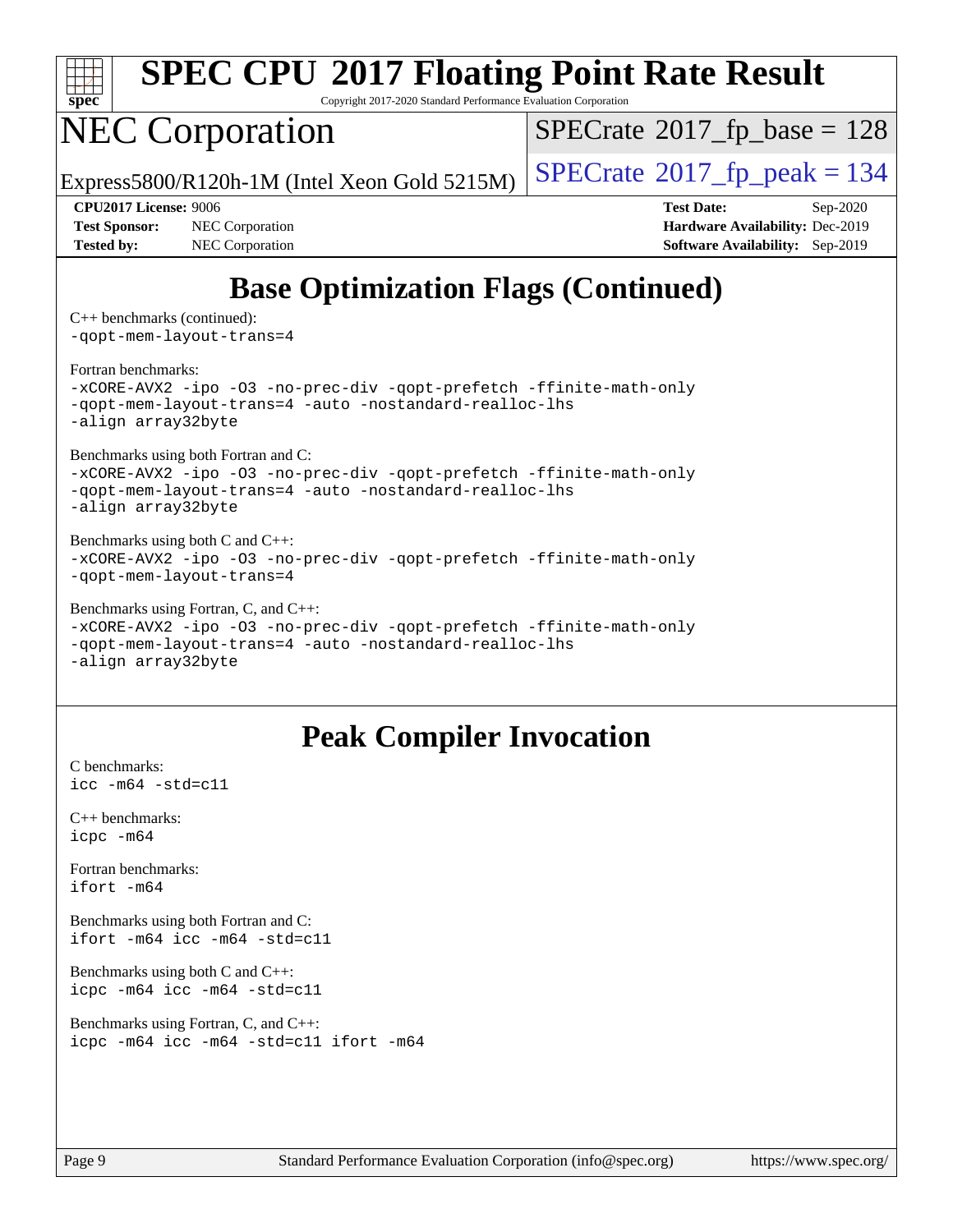## Base Optimization Flags (Continued)

C++ benchmarks (continued):
```
-qopt-mem-layout-trans=4
```

Fortran benchmarks:
```
-xCORE-AVX2 -ipo -O3 -no-prec-div -qopt-prefetch -ffinite-math-only
-qopt-mem-layout-trans=4 -auto -nostandard-realloc-lhs
-align array32byte
```

Benchmarks using both Fortran and C:
```
-xCORE-AVX2 -ipo -O3 -no-prec-div -qopt-prefetch -ffinite-math-only
-qopt-mem-layout-trans=4 -auto -nostandard-realloc-lhs
-align array32byte
```

Benchmarks using both C and C++:
```
-xCORE-AVX2 -ipo -O3 -no-prec-div -qopt-prefetch -ffinite-math-only
-qopt-mem-layout-trans=4
```

Benchmarks using Fortran, C, and C++:
```
-xCORE-AVX2 -ipo -O3 -no-prec-div -qopt-prefetch -ffinite-math-only
-qopt-mem-layout-trans=4 -auto -nostandard-realloc-lhs
-align array32byte
```

## Peak Compiler Invocation

C benchmarks:
```
icc -m64 -std=c11
```

C++ benchmarks:
```
icpc -m64
```

Fortran benchmarks:
```
ifort -m64
```

Benchmarks using both Fortran and C:
```
ifort -m64 icc -m64 -std=c11
```

Benchmarks using both C and C++:
```
icpc -m64 icc -m64 -std=c11
```

Benchmarks using Fortran, C, and C++:
```
icpc -m64 icc -m64 -std=c11 ifort -m64
```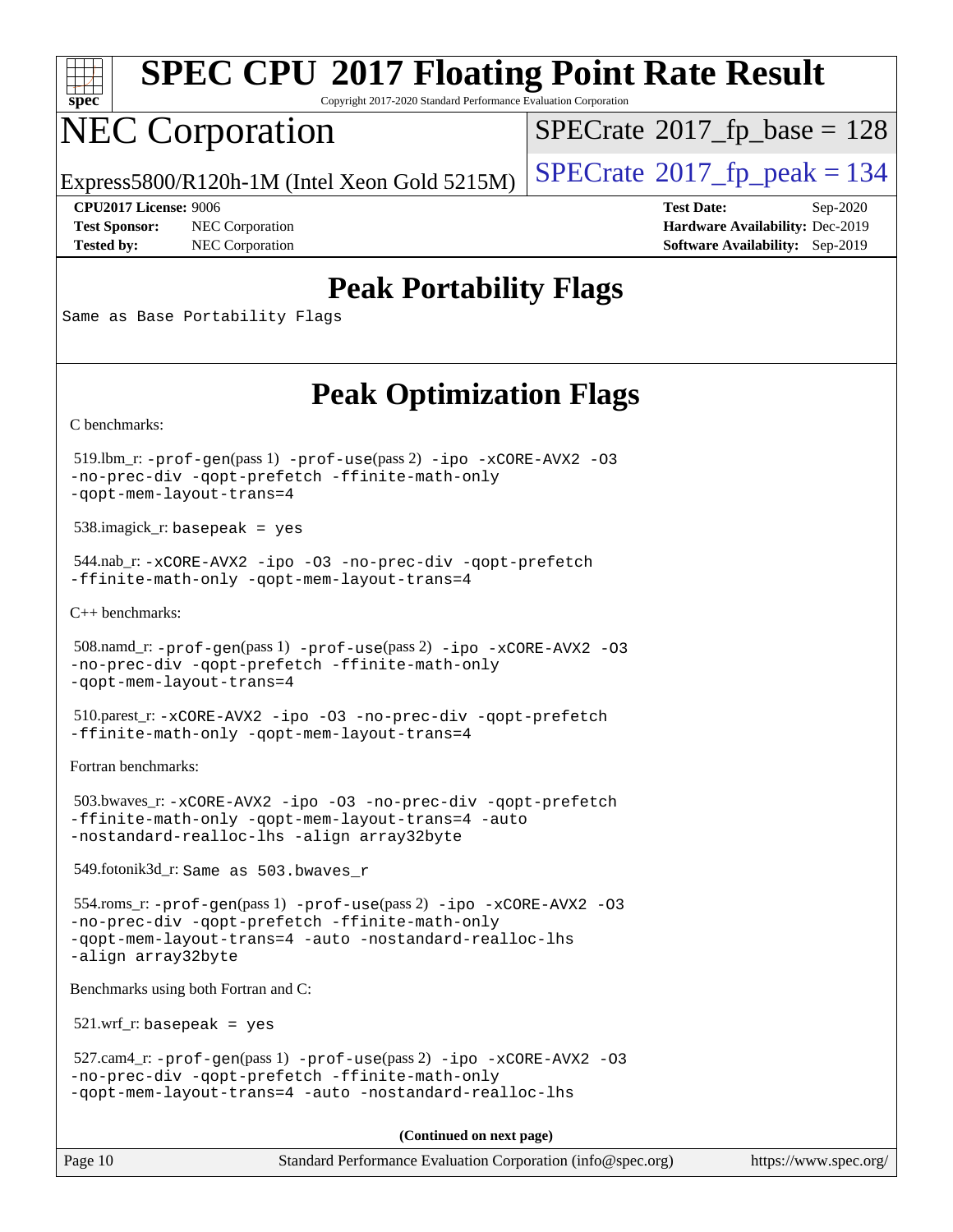## Peak Portability Flags

Same as Base Portability Flags

## Peak Optimization Flags

C benchmarks:

519.lbm_r: -prof-gen(pass 1) -prof-use(pass 2) -ipo -xCORE-AVX2 -O3 -no-prec-div -qopt-prefetch -ffinite-math-only -qopt-mem-layout-trans=4

538.imagick_r: basepeak = yes

544.nab_r: -xCORE-AVX2 -ipo -O3 -no-prec-div -qopt-prefetch -ffinite-math-only -qopt-mem-layout-trans=4

C++ benchmarks:

508.namd_r: -prof-gen(pass 1) -prof-use(pass 2) -ipo -xCORE-AVX2 -O3 -no-prec-div -qopt-prefetch -ffinite-math-only -qopt-mem-layout-trans=4

510.parest_r: -xCORE-AVX2 -ipo -O3 -no-prec-div -qopt-prefetch -ffinite-math-only -qopt-mem-layout-trans=4

Fortran benchmarks:

503.bwaves_r: -xCORE-AVX2 -ipo -O3 -no-prec-div -qopt-prefetch -ffinite-math-only -qopt-mem-layout-trans=4 -auto -nostandard-realloc-lhs -align array32byte

549.fotonik3d_r: Same as 503.bwaves_r

554.roms_r: -prof-gen(pass 1) -prof-use(pass 2) -ipo -xCORE-AVX2 -O3 -no-prec-div -qopt-prefetch -ffinite-math-only -qopt-mem-layout-trans=4 -auto -nostandard-realloc-lhs -align array32byte

Benchmarks using both Fortran and C:

521.wrf_r: basepeak = yes

527.cam4_r: -prof-gen(pass 1) -prof-use(pass 2) -ipo -xCORE-AVX2 -O3 -no-prec-div -qopt-prefetch -ffinite-math-only -qopt-mem-layout-trans=4 -auto -nostandard-realloc-lhs

**(Continued on next page)**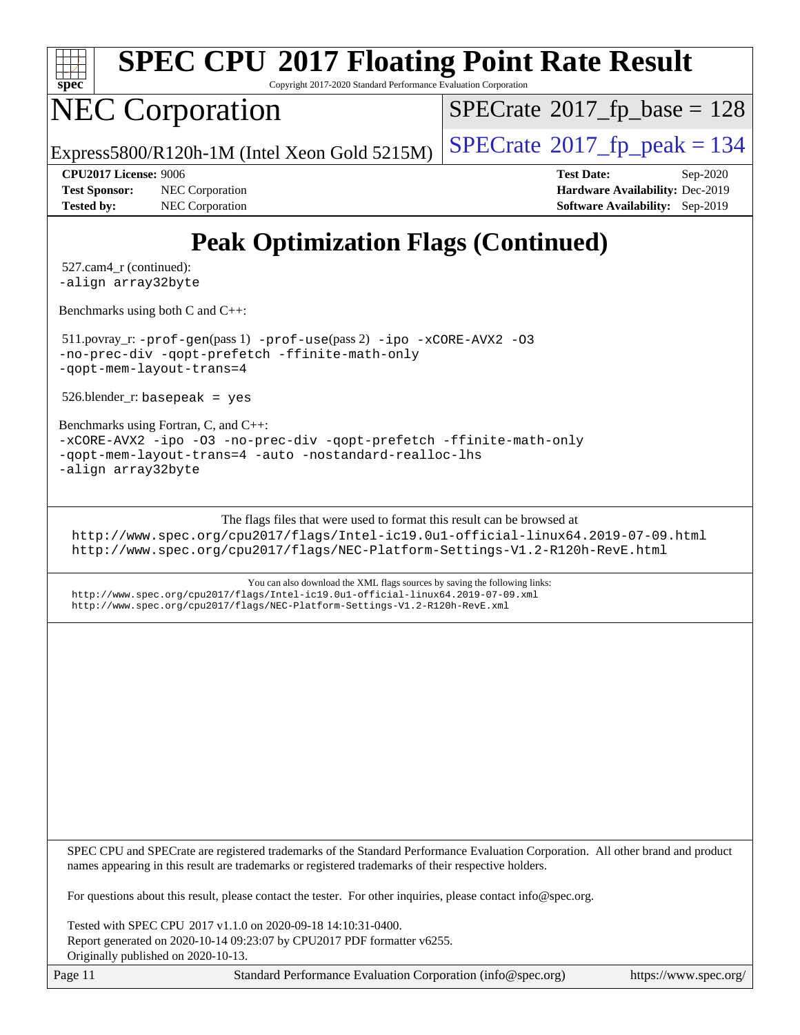# Peak Optimization Flags (Continued)

527.cam4_r (continued):
-align array32byte

Benchmarks using both C and C++:

511.povray_r: -prof-gen(pass 1) -prof-use(pass 2) -ipo -xCORE-AVX2 -O3 -no-prec-div -qopt-prefetch -ffinite-math-only -qopt-mem-layout-trans=4

526.blender_r: basepeak = yes

Benchmarks using Fortran, C, and C++:
-xCORE-AVX2 -ipo -O3 -no-prec-div -qopt-prefetch -ffinite-math-only -qopt-mem-layout-trans=4 -auto -nostandard-realloc-lhs -align array32byte

The flags files that were used to format this result can be browsed at
http://www.spec.org/cpu2017/flags/Intel-ic19.0u1-official-linux64.2019-07-09.html
http://www.spec.org/cpu2017/flags/NEC-Platform-Settings-V1.2-R120h-RevE.html

You can also download the XML flags sources by saving the following links:
http://www.spec.org/cpu2017/flags/Intel-ic19.0u1-official-linux64.2019-07-09.xml
http://www.spec.org/cpu2017/flags/NEC-Platform-Settings-V1.2-R120h-RevE.xml

SPEC CPU and SPECrate are registered trademarks of the Standard Performance Evaluation Corporation. All other brand and product names appearing in this result are trademarks or registered trademarks of their respective holders.

For questions about this result, please contact the tester. For other inquiries, please contact info@spec.org.

Tested with SPEC CPU 2017 v1.1.0 on 2020-09-18 14:10:31-0400.
Report generated on 2020-10-14 09:23:07 by CPU2017 PDF formatter v6255.
Originally published on 2020-10-13.